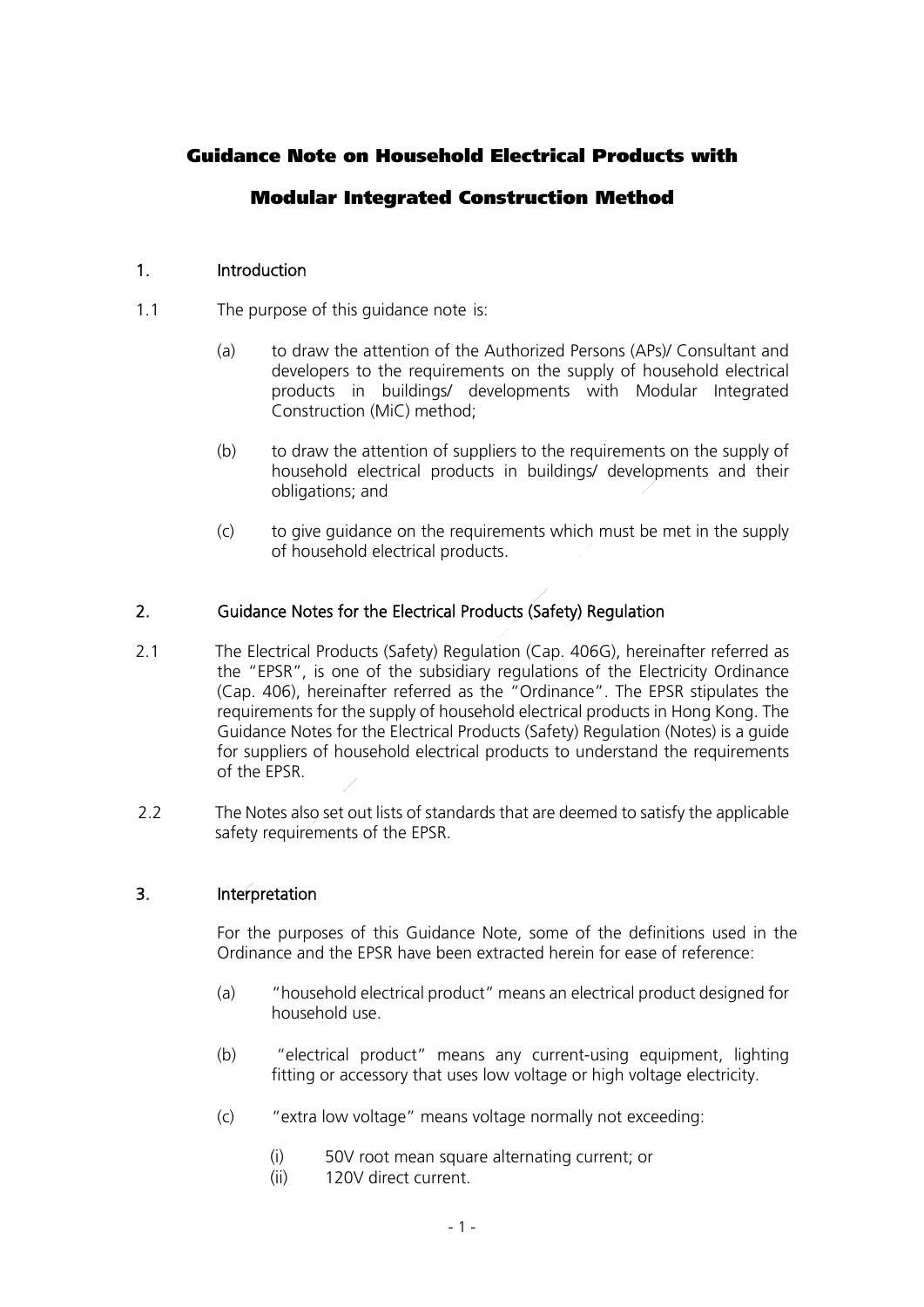# Guidance Note on Household Electrical Products with Modular Integrated Construction Method

## 1. Introduction

1.1 The purpose of this guidance note is:

(a) to draw the attention of the Authorized Persons (APs)/ Consultant and developers to the requirements on the supply of household electrical products in buildings/ developments with Modular Integrated Construction (MiC) method;

(b) to draw the attention of suppliers to the requirements on the supply of household electrical products in buildings/ developments and their obligations; and

(c) to give guidance on the requirements which must be met in the supply of household electrical products.

## 2. Guidance Notes for the Electrical Products (Safety) Regulation

2.1 The Electrical Products (Safety) Regulation (Cap. 406G), hereinafter referred as the "EPSR", is one of the subsidiary regulations of the Electricity Ordinance (Cap. 406), hereinafter referred as the "Ordinance". The EPSR stipulates the requirements for the supply of household electrical products in Hong Kong. The Guidance Notes for the Electrical Products (Safety) Regulation (Notes) is a guide for suppliers of household electrical products to understand the requirements of the EPSR.

2.2 The Notes also set out lists of standards that are deemed to satisfy the applicable safety requirements of the EPSR.

## 3. Interpretation

For the purposes of this Guidance Note, some of the definitions used in the Ordinance and the EPSR have been extracted herein for ease of reference:

(a) "household electrical product" means an electrical product designed for household use.

(b) "electrical product" means any current-using equipment, lighting fitting or accessory that uses low voltage or high voltage electricity.

(c) "extra low voltage" means voltage normally not exceeding:

(i) 50V root mean square alternating current; or
(ii) 120V direct current.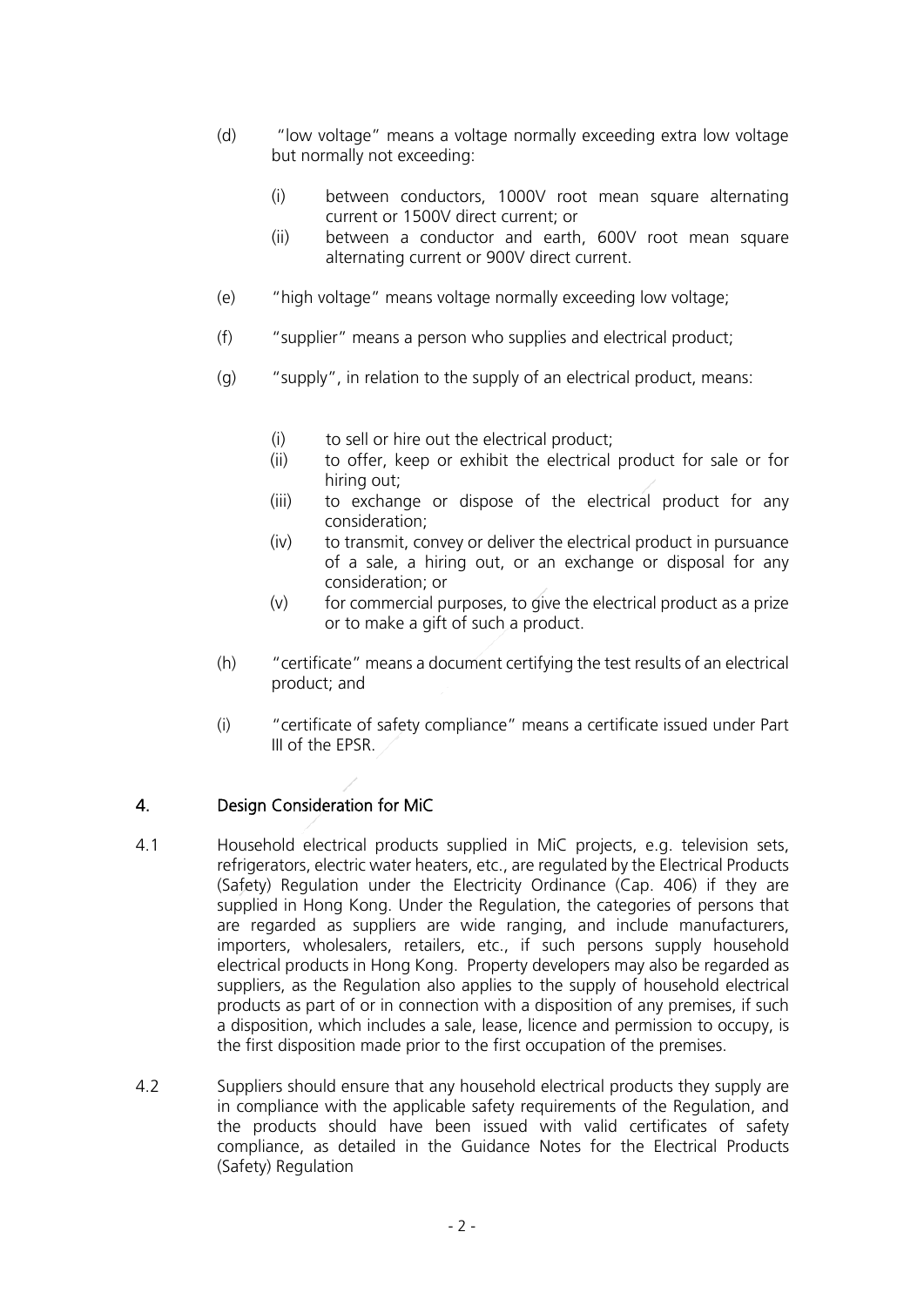(d) "low voltage" means a voltage normally exceeding extra low voltage but normally not exceeding:

   (i) between conductors, 1000V root mean square alternating current or 1500V direct current; or
   (ii) between a conductor and earth, 600V root mean square alternating current or 900V direct current.

(e) "high voltage" means voltage normally exceeding low voltage;

(f) "supplier" means a person who supplies and electrical product;

(g) "supply", in relation to the supply of an electrical product, means:

   (i) to sell or hire out the electrical product;
   (ii) to offer, keep or exhibit the electrical product for sale or for hiring out;
   (iii) to exchange or dispose of the electrical product for any consideration;
   (iv) to transmit, convey or deliver the electrical product in pursuance of a sale, a hiring out, or an exchange or disposal for any consideration; or
   (v) for commercial purposes, to give the electrical product as a prize or to make a gift of such a product.

(h) "certificate" means a document certifying the test results of an electrical product; and

(i) "certificate of safety compliance" means a certificate issued under Part III of the EPSR.

## 4. Design Consideration for MiC

4.1 Household electrical products supplied in MiC projects, e.g. television sets, refrigerators, electric water heaters, etc., are regulated by the Electrical Products (Safety) Regulation under the Electricity Ordinance (Cap. 406) if they are supplied in Hong Kong. Under the Regulation, the categories of persons that are regarded as suppliers are wide ranging, and include manufacturers, importers, wholesalers, retailers, etc., if such persons supply household electrical products in Hong Kong. Property developers may also be regarded as suppliers, as the Regulation also applies to the supply of household electrical products as part of or in connection with a disposition of any premises, if such a disposition, which includes a sale, lease, licence and permission to occupy, is the first disposition made prior to the first occupation of the premises.

4.2 Suppliers should ensure that any household electrical products they supply are in compliance with the applicable safety requirements of the Regulation, and the products should have been issued with valid certificates of safety compliance, as detailed in the Guidance Notes for the Electrical Products (Safety) Regulation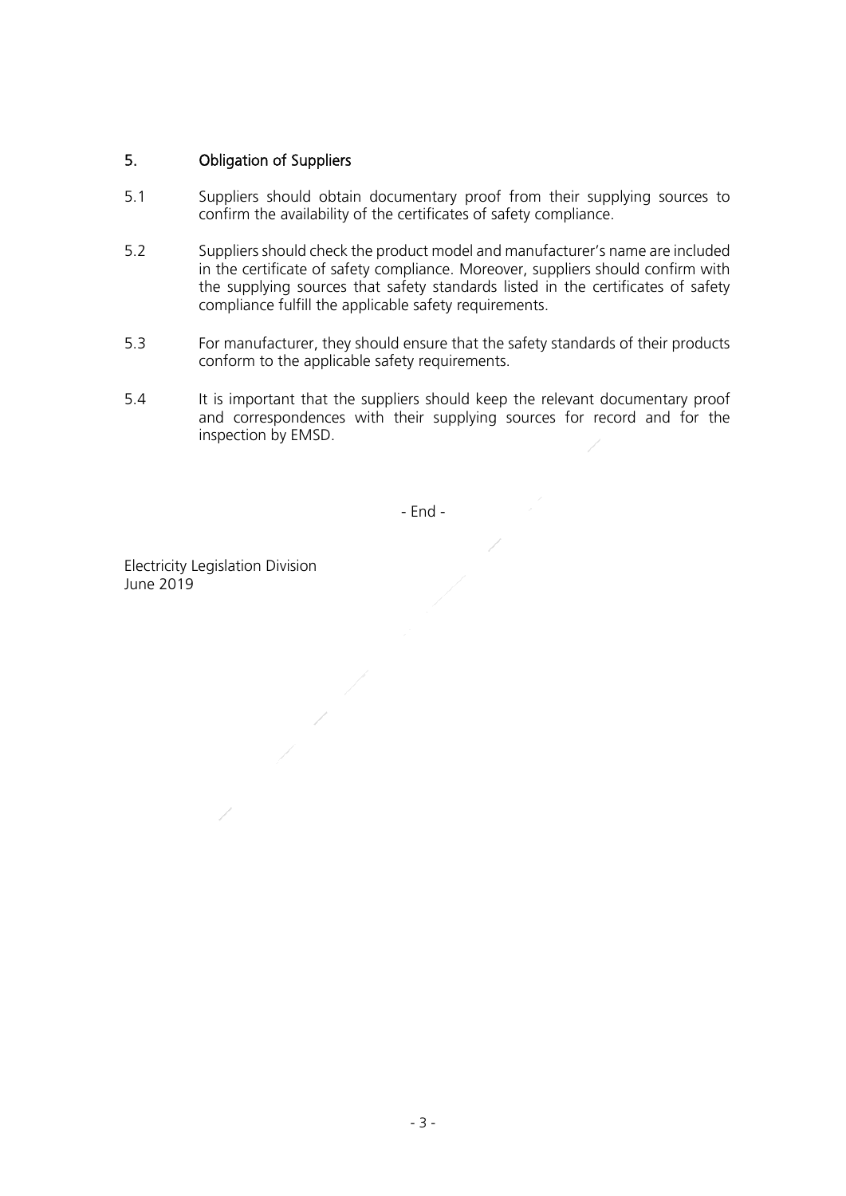## 5. Obligation of Suppliers

5.1 Suppliers should obtain documentary proof from their supplying sources to confirm the availability of the certificates of safety compliance.

5.2 Suppliers should check the product model and manufacturer's name are included in the certificate of safety compliance. Moreover, suppliers should confirm with the supplying sources that safety standards listed in the certificates of safety compliance fulfill the applicable safety requirements.

5.3 For manufacturer, they should ensure that the safety standards of their products conform to the applicable safety requirements.

5.4 It is important that the suppliers should keep the relevant documentary proof and correspondences with their supplying sources for record and for the inspection by EMSD.

- End -

Electricity Legislation Division
June 2019